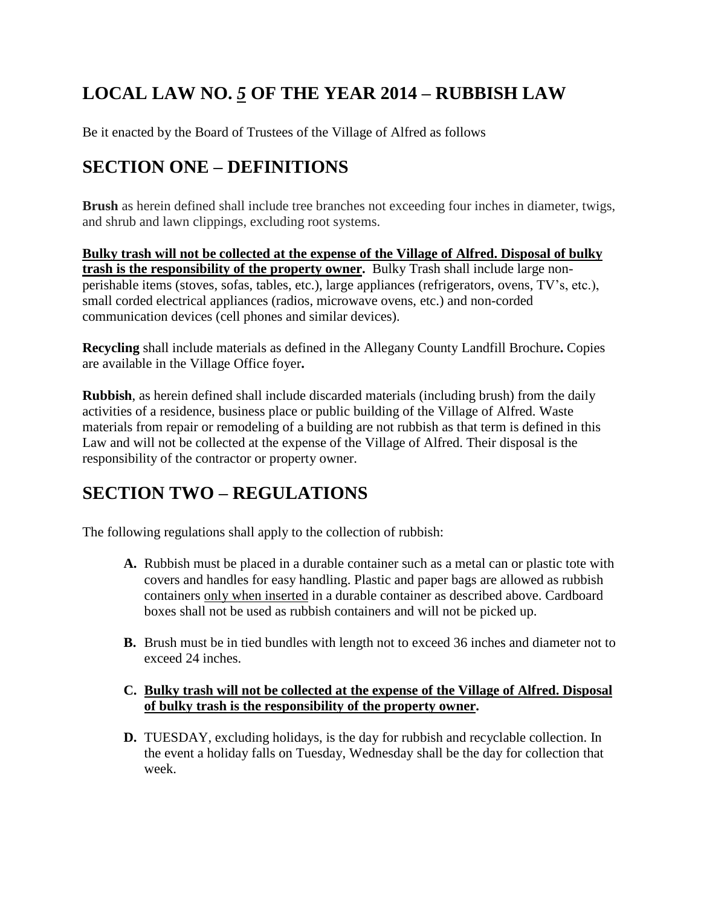# LOCAL LAW NO. *5* OF THE YEAR 2014 – RUBBISH LAW

Be it enacted by the Board of Trustees of the Village of Alfred as follows

## SECTION ONE – DEFINITIONS

**Brush** as herein defined shall include tree branches not exceeding four inches in diameter, twigs, and shrub and lawn clippings, excluding root systems.

**Bulky trash will not be collected at the expense of the Village of Alfred. Disposal of bulky trash is the responsibility of the property owner.** Bulky Trash shall include large non-perishable items (stoves, sofas, tables, etc.), large appliances (refrigerators, ovens, TV's, etc.), small corded electrical appliances (radios, microwave ovens, etc.) and non-corded communication devices (cell phones and similar devices).

**Recycling** shall include materials as defined in the Allegany County Landfill Brochure**.** Copies are available in the Village Office foyer**.**

**Rubbish**, as herein defined shall include discarded materials (including brush) from the daily activities of a residence, business place or public building of the Village of Alfred. Waste materials from repair or remodeling of a building are not rubbish as that term is defined in this Law and will not be collected at the expense of the Village of Alfred. Their disposal is the responsibility of the contractor or property owner.

## SECTION TWO – REGULATIONS

The following regulations shall apply to the collection of rubbish:

- **A.** Rubbish must be placed in a durable container such as a metal can or plastic tote with covers and handles for easy handling. Plastic and paper bags are allowed as rubbish containers only when inserted in a durable container as described above. Cardboard boxes shall not be used as rubbish containers and will not be picked up.
- **B.** Brush must be in tied bundles with length not to exceed 36 inches and diameter not to exceed 24 inches.
- **C. Bulky trash will not be collected at the expense of the Village of Alfred. Disposal of bulky trash is the responsibility of the property owner.**
- **D.** TUESDAY, excluding holidays, is the day for rubbish and recyclable collection. In the event a holiday falls on Tuesday, Wednesday shall be the day for collection that week.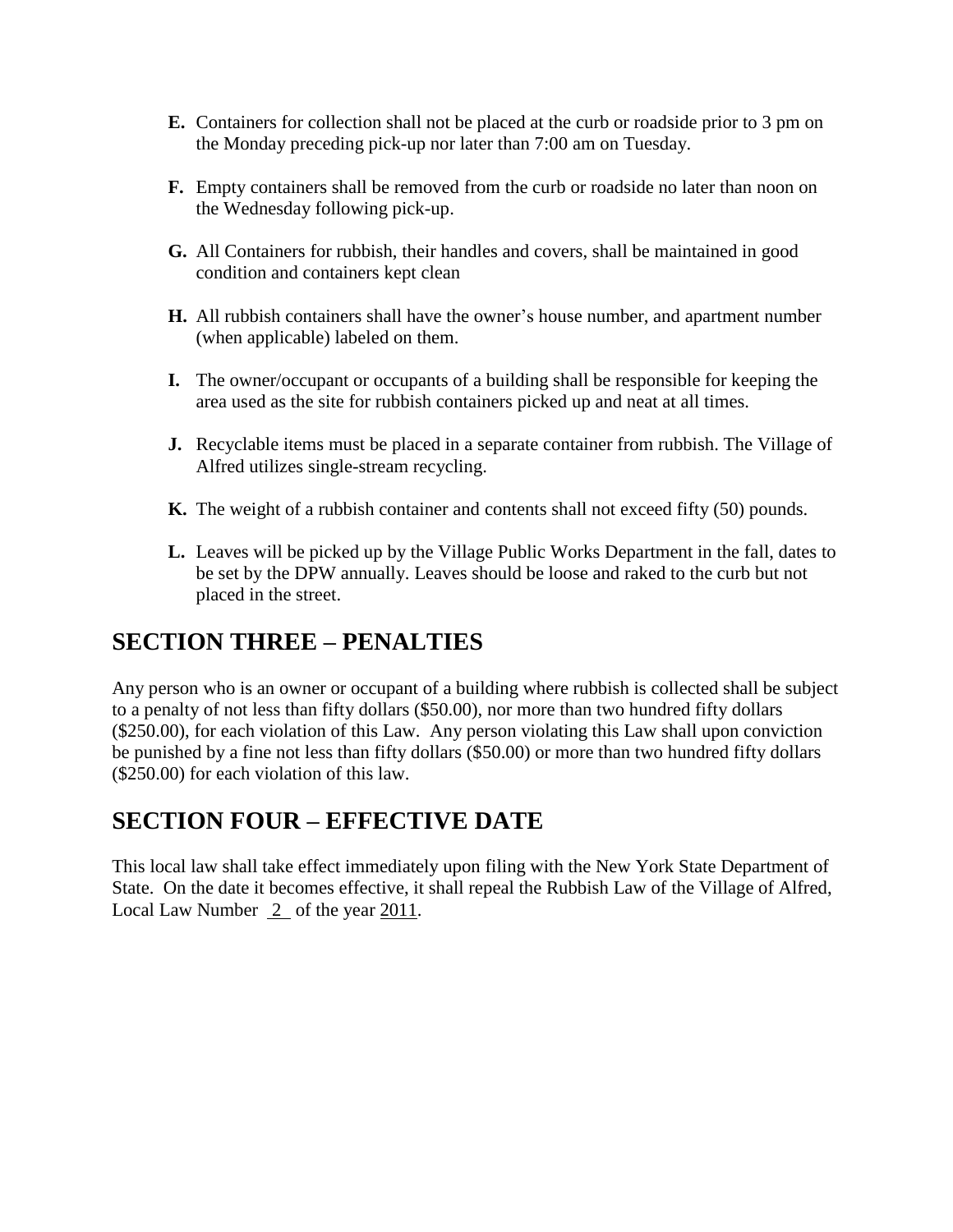**E.** Containers for collection shall not be placed at the curb or roadside prior to 3 pm on the Monday preceding pick-up nor later than 7:00 am on Tuesday.

**F.** Empty containers shall be removed from the curb or roadside no later than noon on the Wednesday following pick-up.

**G.** All Containers for rubbish, their handles and covers, shall be maintained in good condition and containers kept clean

**H.** All rubbish containers shall have the owner's house number, and apartment number (when applicable) labeled on them.

**I.** The owner/occupant or occupants of a building shall be responsible for keeping the area used as the site for rubbish containers picked up and neat at all times.

**J.** Recyclable items must be placed in a separate container from rubbish. The Village of Alfred utilizes single-stream recycling.

**K.** The weight of a rubbish container and contents shall not exceed fifty (50) pounds.

**L.** Leaves will be picked up by the Village Public Works Department in the fall, dates to be set by the DPW annually. Leaves should be loose and raked to the curb but not placed in the street.

## SECTION THREE – PENALTIES

Any person who is an owner or occupant of a building where rubbish is collected shall be subject to a penalty of not less than fifty dollars ($50.00), nor more than two hundred fifty dollars ($250.00), for each violation of this Law. Any person violating this Law shall upon conviction be punished by a fine not less than fifty dollars ($50.00) or more than two hundred fifty dollars ($250.00) for each violation of this law.

## SECTION FOUR – EFFECTIVE DATE

This local law shall take effect immediately upon filing with the New York State Department of State. On the date it becomes effective, it shall repeal the Rubbish Law of the Village of Alfred, Local Law Number 2 of the year 2011.